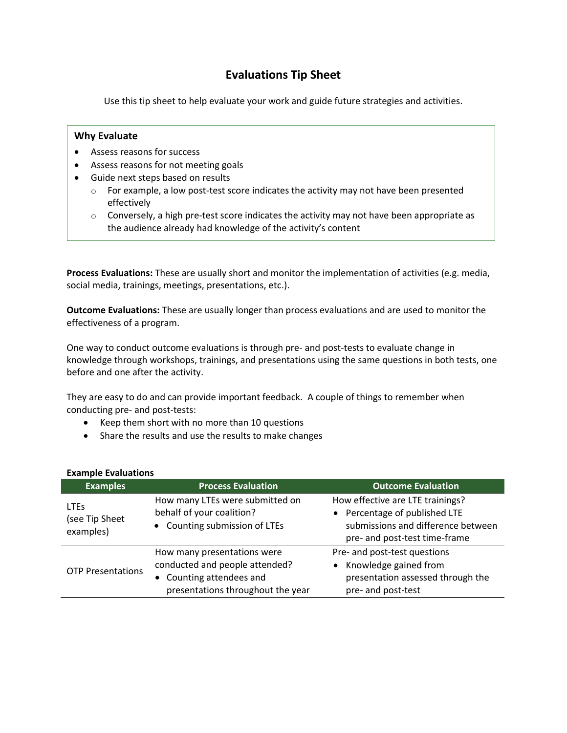# Evaluations Tip Sheet

Use this tip sheet to help evaluate your work and guide future strategies and activities.

## Why Evaluate

- Assess reasons for success
- Assess reasons for not meeting goals
- Guide next steps based on results
  - For example, a low post-test score indicates the activity may not have been presented effectively
  - Conversely, a high pre-test score indicates the activity may not have been appropriate as the audience already had knowledge of the activity's content

**Process Evaluations:** These are usually short and monitor the implementation of activities (e.g. media, social media, trainings, meetings, presentations, etc.).

**Outcome Evaluations:** These are usually longer than process evaluations and are used to monitor the effectiveness of a program.

One way to conduct outcome evaluations is through pre- and post-tests to evaluate change in knowledge through workshops, trainings, and presentations using the same questions in both tests, one before and one after the activity.

They are easy to do and can provide important feedback. A couple of things to remember when conducting pre- and post-tests:

- Keep them short with no more than 10 questions
- Share the results and use the results to make changes

**Example Evaluations**

| Examples | Process Evaluation | Outcome Evaluation |
|---|---|---|
| LTEs (see Tip Sheet examples) | How many LTEs were submitted on behalf of your coalition? <br>• Counting submission of LTEs | How effective are LTE trainings? <br>• Percentage of published LTE submissions and difference between pre- and post-test time-frame |
| OTP Presentations | How many presentations were conducted and people attended? <br>• Counting attendees and presentations throughout the year | Pre- and post-test questions <br>• Knowledge gained from presentation assessed through the pre- and post-test |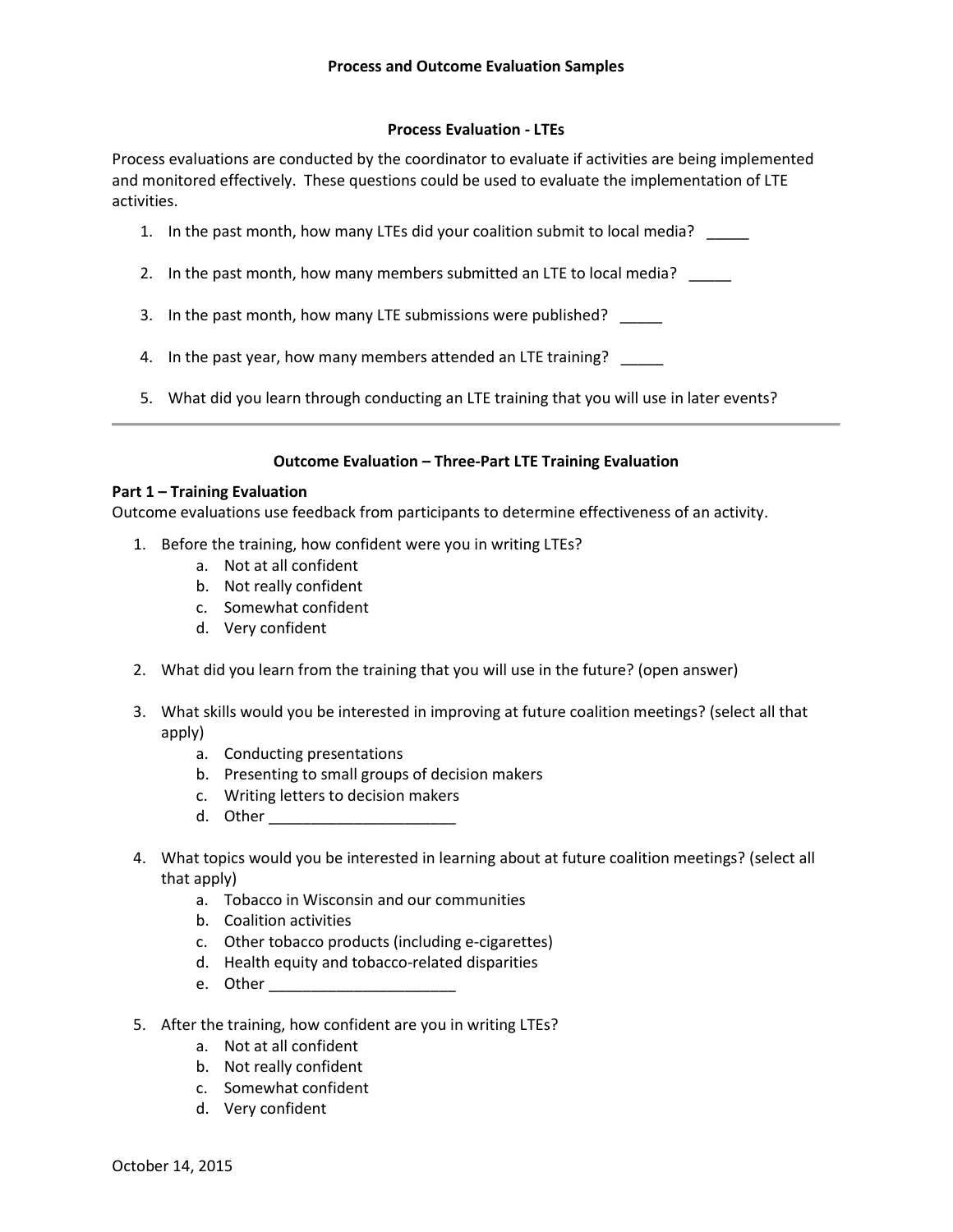## Process and Outcome Evaluation Samples

### Process Evaluation - LTEs

Process evaluations are conducted by the coordinator to evaluate if activities are being implemented and monitored effectively. These questions could be used to evaluate the implementation of LTE activities.

1. In the past month, how many LTEs did your coalition submit to local media? _____
2. In the past month, how many members submitted an LTE to local media? _____
3. In the past month, how many LTE submissions were published? _____
4. In the past year, how many members attended an LTE training? _____
5. What did you learn through conducting an LTE training that you will use in later events?

---

### Outcome Evaluation – Three-Part LTE Training Evaluation

**Part 1 – Training Evaluation**

Outcome evaluations use feedback from participants to determine effectiveness of an activity.

1. Before the training, how confident were you in writing LTEs?
   a. Not at all confident
   b. Not really confident
   c. Somewhat confident
   d. Very confident

2. What did you learn from the training that you will use in the future? (open answer)

3. What skills would you be interested in improving at future coalition meetings? (select all that apply)
   a. Conducting presentations
   b. Presenting to small groups of decision makers
   c. Writing letters to decision makers
   d. Other ______________________

4. What topics would you be interested in learning about at future coalition meetings? (select all that apply)
   a. Tobacco in Wisconsin and our communities
   b. Coalition activities
   c. Other tobacco products (including e-cigarettes)
   d. Health equity and tobacco-related disparities
   e. Other ______________________

5. After the training, how confident are you in writing LTEs?
   a. Not at all confident
   b. Not really confident
   c. Somewhat confident
   d. Very confident

October 14, 2015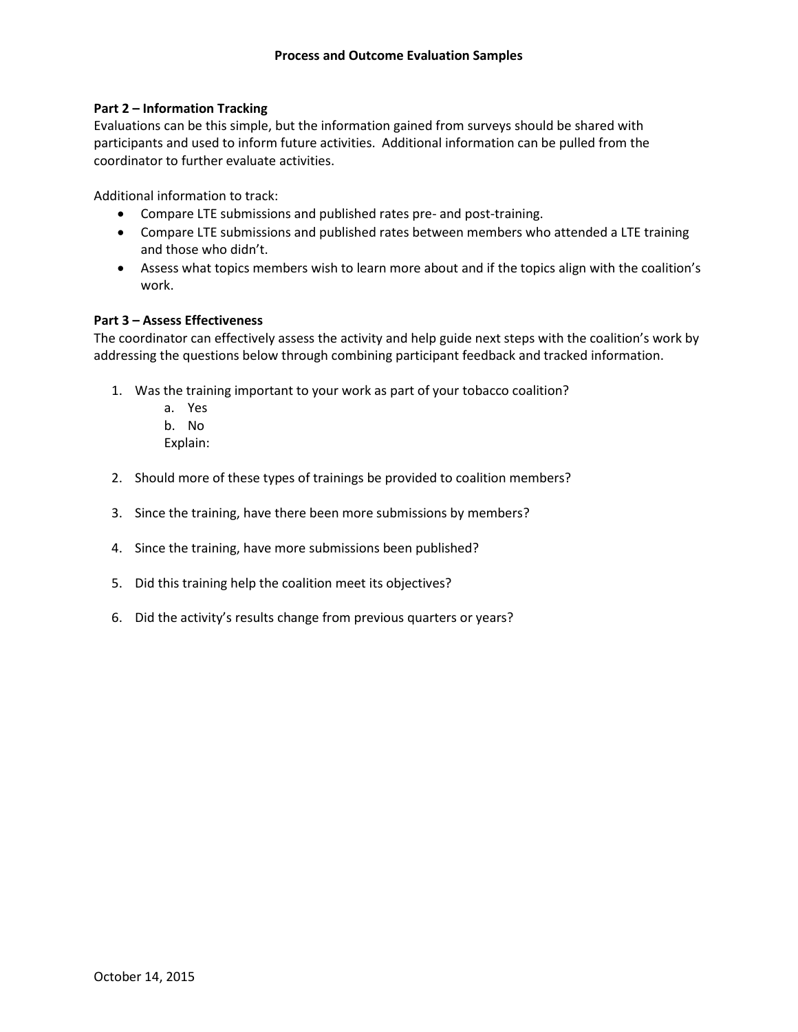**Part 2 – Information Tracking**

Evaluations can be this simple, but the information gained from surveys should be shared with participants and used to inform future activities. Additional information can be pulled from the coordinator to further evaluate activities.

Additional information to track:

- Compare LTE submissions and published rates pre- and post-training.
- Compare LTE submissions and published rates between members who attended a LTE training and those who didn't.
- Assess what topics members wish to learn more about and if the topics align with the coalition's work.

**Part 3 – Assess Effectiveness**

The coordinator can effectively assess the activity and help guide next steps with the coalition's work by addressing the questions below through combining participant feedback and tracked information.

1. Was the training important to your work as part of your tobacco coalition?
   a. Yes
   b. No
   Explain:
2. Should more of these types of trainings be provided to coalition members?
3. Since the training, have there been more submissions by members?
4. Since the training, have more submissions been published?
5. Did this training help the coalition meet its objectives?
6. Did the activity's results change from previous quarters or years?